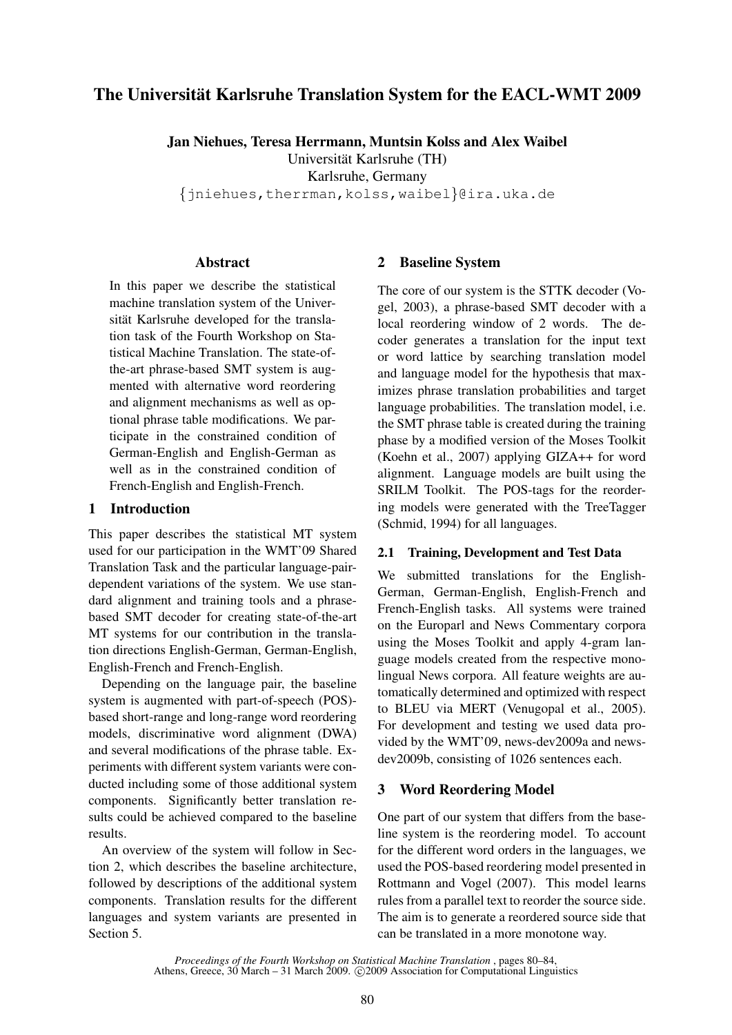# The Universität Karlsruhe Translation System for the EACL-WMT 2009

**Jan Niehues, Teresa Herrmann, Muntsin Kolss and Alex Waibel**

Universität Karlsruhe (TH)
Karlsruhe, Germany
{jniehues,therrman,kolss,waibel}@ira.uka.de

## Abstract

In this paper we describe the statistical machine translation system of the Universität Karlsruhe developed for the translation task of the Fourth Workshop on Statistical Machine Translation. The state-of-the-art phrase-based SMT system is augmented with alternative word reordering and alignment mechanisms as well as optional phrase table modifications. We participate in the constrained condition of German-English and English-German as well as in the constrained condition of French-English and English-French.

## 1 Introduction

This paper describes the statistical MT system used for our participation in the WMT'09 Shared Translation Task and the particular language-pair-dependent variations of the system. We use standard alignment and training tools and a phrase-based SMT decoder for creating state-of-the-art MT systems for our contribution in the translation directions English-German, German-English, English-French and French-English.

Depending on the language pair, the baseline system is augmented with part-of-speech (POS)-based short-range and long-range word reordering models, discriminative word alignment (DWA) and several modifications of the phrase table. Experiments with different system variants were conducted including some of those additional system components. Significantly better translation results could be achieved compared to the baseline results.

An overview of the system will follow in Section 2, which describes the baseline architecture, followed by descriptions of the additional system components. Translation results for the different languages and system variants are presented in Section 5.

## 2 Baseline System

The core of our system is the STTK decoder (Vogel, 2003), a phrase-based SMT decoder with a local reordering window of 2 words. The decoder generates a translation for the input text or word lattice by searching translation model and language model for the hypothesis that maximizes phrase translation probabilities and target language probabilities. The translation model, i.e. the SMT phrase table is created during the training phase by a modified version of the Moses Toolkit (Koehn et al., 2007) applying GIZA++ for word alignment. Language models are built using the SRILM Toolkit. The POS-tags for the reordering models were generated with the TreeTagger (Schmid, 1994) for all languages.

### 2.1 Training, Development and Test Data

We submitted translations for the English-German, German-English, English-French and French-English tasks. All systems were trained on the Europarl and News Commentary corpora using the Moses Toolkit and apply 4-gram language models created from the respective monolingual News corpora. All feature weights are automatically determined and optimized with respect to BLEU via MERT (Venugopal et al., 2005). For development and testing we used data provided by the WMT'09, news-dev2009a and news-dev2009b, consisting of 1026 sentences each.

## 3 Word Reordering Model

One part of our system that differs from the baseline system is the reordering model. To account for the different word orders in the languages, we used the POS-based reordering model presented in Rottmann and Vogel (2007). This model learns rules from a parallel text to reorder the source side. The aim is to generate a reordered source side that can be translated in a more monotone way.

*Proceedings of the Fourth Workshop on Statistical Machine Translation*, pages 80–84, Athens, Greece, 30 March – 31 March 2009. ©2009 Association for Computational Linguistics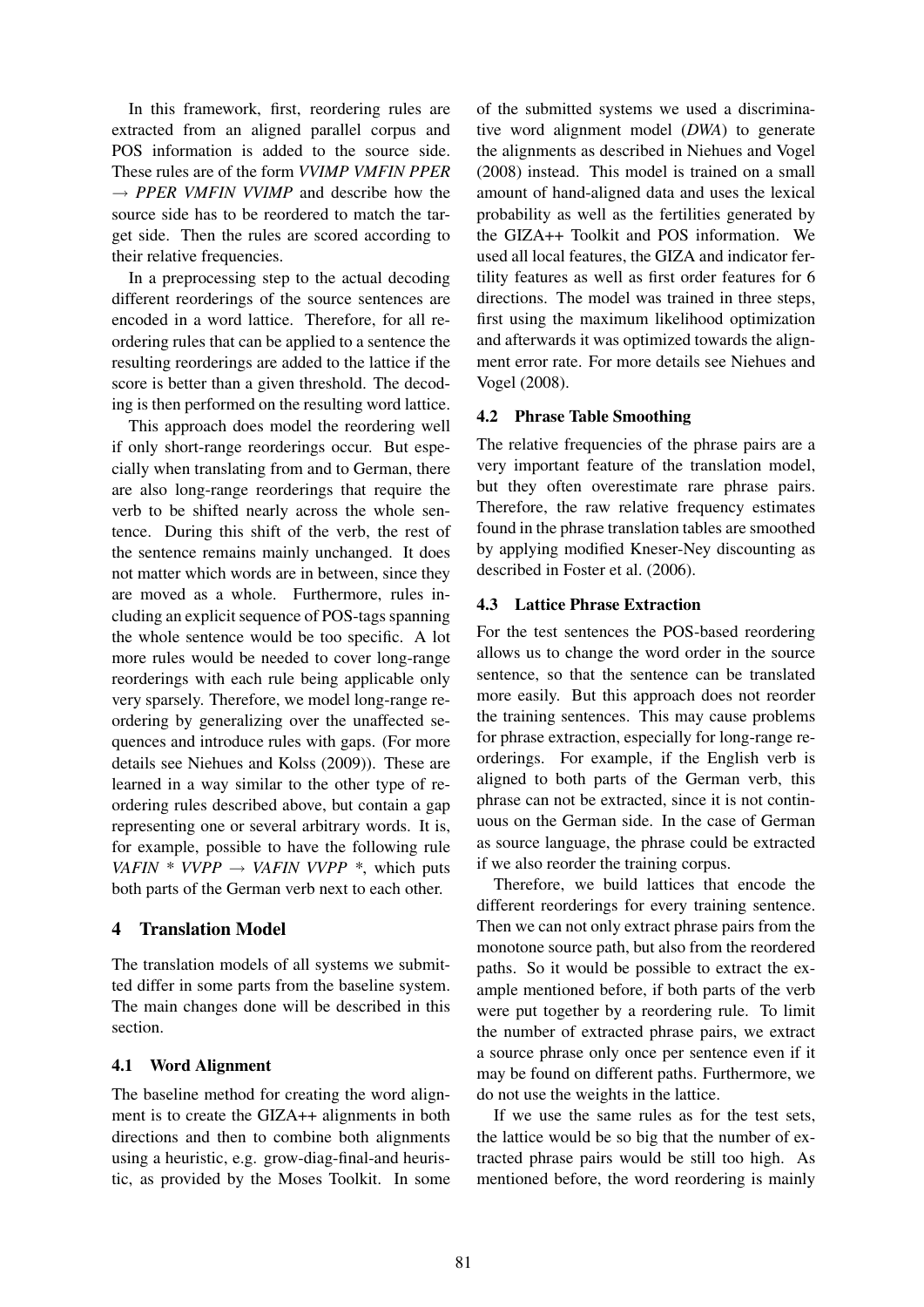In this framework, first, reordering rules are extracted from an aligned parallel corpus and POS information is added to the source side. These rules are of the form *VVIMP VMFIN PPER* → *PPER VMFIN VVIMP* and describe how the source side has to be reordered to match the target side. Then the rules are scored according to their relative frequencies.

In a preprocessing step to the actual decoding different reorderings of the source sentences are encoded in a word lattice. Therefore, for all reordering rules that can be applied to a sentence the resulting reorderings are added to the lattice if the score is better than a given threshold. The decoding is then performed on the resulting word lattice.

This approach does model the reordering well if only short-range reorderings occur. But especially when translating from and to German, there are also long-range reorderings that require the verb to be shifted nearly across the whole sentence. During this shift of the verb, the rest of the sentence remains mainly unchanged. It does not matter which words are in between, since they are moved as a whole. Furthermore, rules including an explicit sequence of POS-tags spanning the whole sentence would be too specific. A lot more rules would be needed to cover long-range reorderings with each rule being applicable only very sparsely. Therefore, we model long-range reordering by generalizing over the unaffected sequences and introduce rules with gaps. (For more details see Niehues and Kolss (2009)). These are learned in a way similar to the other type of reordering rules described above, but contain a gap representing one or several arbitrary words. It is, for example, possible to have the following rule *VAFIN * VVPP* → *VAFIN VVPP **, which puts both parts of the German verb next to each other.

## 4 Translation Model

The translation models of all systems we submitted differ in some parts from the baseline system. The main changes done will be described in this section.

### 4.1 Word Alignment

The baseline method for creating the word alignment is to create the GIZA++ alignments in both directions and then to combine both alignments using a heuristic, e.g. grow-diag-final-and heuristic, as provided by the Moses Toolkit. In some of the submitted systems we used a discriminative word alignment model (*DWA*) to generate the alignments as described in Niehues and Vogel (2008) instead. This model is trained on a small amount of hand-aligned data and uses the lexical probability as well as the fertilities generated by the GIZA++ Toolkit and POS information. We used all local features, the GIZA and indicator fertility features as well as first order features for 6 directions. The model was trained in three steps, first using the maximum likelihood optimization and afterwards it was optimized towards the alignment error rate. For more details see Niehues and Vogel (2008).

### 4.2 Phrase Table Smoothing

The relative frequencies of the phrase pairs are a very important feature of the translation model, but they often overestimate rare phrase pairs. Therefore, the raw relative frequency estimates found in the phrase translation tables are smoothed by applying modified Kneser-Ney discounting as described in Foster et al. (2006).

### 4.3 Lattice Phrase Extraction

For the test sentences the POS-based reordering allows us to change the word order in the source sentence, so that the sentence can be translated more easily. But this approach does not reorder the training sentences. This may cause problems for phrase extraction, especially for long-range reorderings. For example, if the English verb is aligned to both parts of the German verb, this phrase can not be extracted, since it is not continuous on the German side. In the case of German as source language, the phrase could be extracted if we also reorder the training corpus.

Therefore, we build lattices that encode the different reorderings for every training sentence. Then we can not only extract phrase pairs from the monotone source path, but also from the reordered paths. So it would be possible to extract the example mentioned before, if both parts of the verb were put together by a reordering rule. To limit the number of extracted phrase pairs, we extract a source phrase only once per sentence even if it may be found on different paths. Furthermore, we do not use the weights in the lattice.

If we use the same rules as for the test sets, the lattice would be so big that the number of extracted phrase pairs would be still too high. As mentioned before, the word reordering is mainly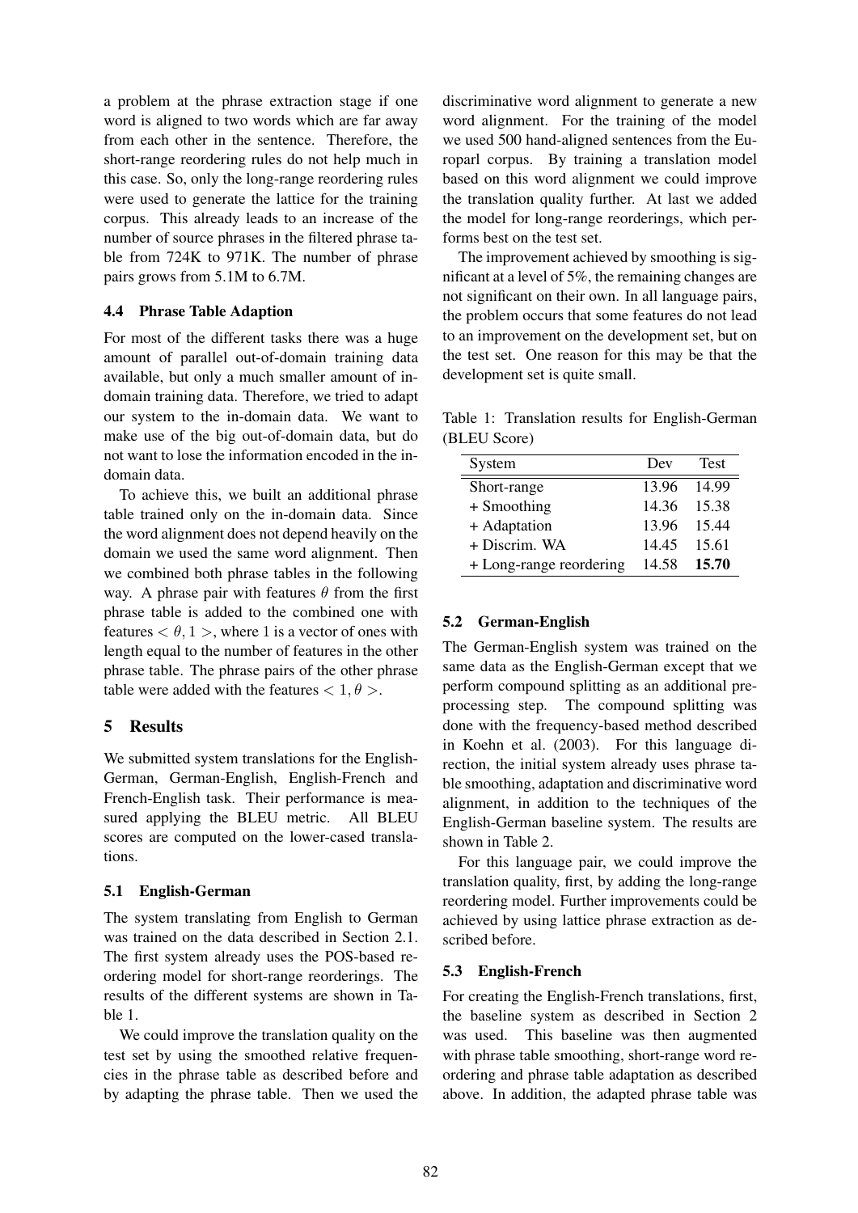a problem at the phrase extraction stage if one word is aligned to two words which are far away from each other in the sentence. Therefore, the short-range reordering rules do not help much in this case. So, only the long-range reordering rules were used to generate the lattice for the training corpus. This already leads to an increase of the number of source phrases in the filtered phrase table from 724K to 971K. The number of phrase pairs grows from 5.1M to 6.7M.

### 4.4 Phrase Table Adaption

For most of the different tasks there was a huge amount of parallel out-of-domain training data available, but only a much smaller amount of in-domain training data. Therefore, we tried to adapt our system to the in-domain data. We want to make use of the big out-of-domain data, but do not want to lose the information encoded in the in-domain data.

To achieve this, we built an additional phrase table trained only on the in-domain data. Since the word alignment does not depend heavily on the domain we used the same word alignment. Then we combined both phrase tables in the following way. A phrase pair with features $\theta$ from the first phrase table is added to the combined one with features $< \theta, 1 >$, where 1 is a vector of ones with length equal to the number of features in the other phrase table. The phrase pairs of the other phrase table were added with the features $< 1, \theta >$.

## 5 Results

We submitted system translations for the English-German, German-English, English-French and French-English task. Their performance is measured applying the BLEU metric. All BLEU scores are computed on the lower-cased translations.

### 5.1 English-German

The system translating from English to German was trained on the data described in Section 2.1. The first system already uses the POS-based reordering model for short-range reorderings. The results of the different systems are shown in Table 1.

We could improve the translation quality on the test set by using the smoothed relative frequencies in the phrase table as described before and by adapting the phrase table. Then we used the discriminative word alignment to generate a new word alignment. For the training of the model we used 500 hand-aligned sentences from the Europarl corpus. By training a translation model based on this word alignment we could improve the translation quality further. At last we added the model for long-range reorderings, which performs best on the test set.

The improvement achieved by smoothing is significant at a level of 5%, the remaining changes are not significant on their own. In all language pairs, the problem occurs that some features do not lead to an improvement on the development set, but on the test set. One reason for this may be that the development set is quite small.

Table 1: Translation results for English-German (BLEU Score)

| System | Dev | Test |
|---|---|---|
| Short-range | 13.96 | 14.99 |
| + Smoothing | 14.36 | 15.38 |
| + Adaptation | 13.96 | 15.44 |
| + Discrim. WA | 14.45 | 15.61 |
| + Long-range reordering | 14.58 | **15.70** |

### 5.2 German-English

The German-English system was trained on the same data as the English-German except that we perform compound splitting as an additional preprocessing step. The compound splitting was done with the frequency-based method described in Koehn et al. (2003). For this language direction, the initial system already uses phrase table smoothing, adaptation and discriminative word alignment, in addition to the techniques of the English-German baseline system. The results are shown in Table 2.

For this language pair, we could improve the translation quality, first, by adding the long-range reordering model. Further improvements could be achieved by using lattice phrase extraction as described before.

### 5.3 English-French

For creating the English-French translations, first, the baseline system as described in Section 2 was used. This baseline was then augmented with phrase table smoothing, short-range word reordering and phrase table adaptation as described above. In addition, the adapted phrase table was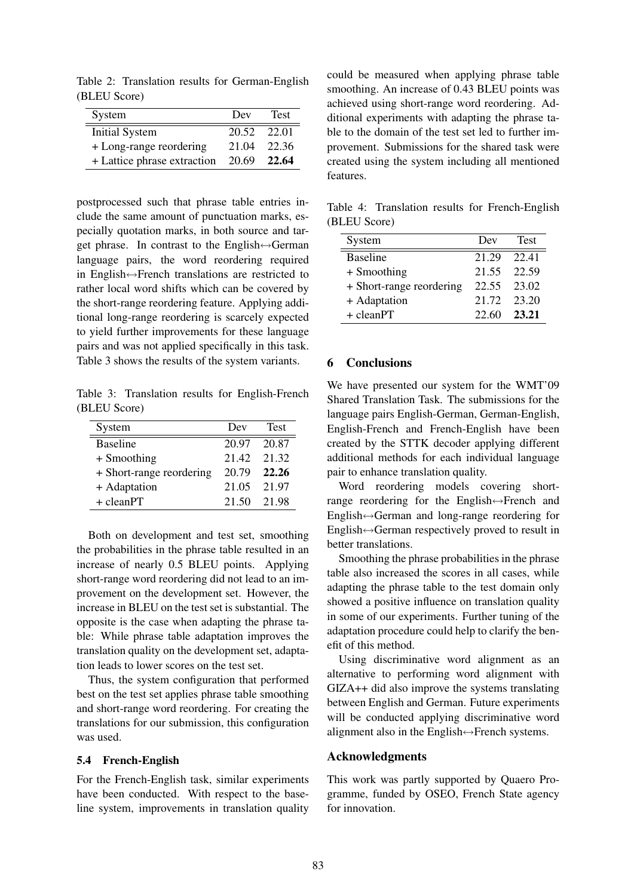Table 2: Translation results for German-English (BLEU Score)

| System | Dev | Test |
|---|---|---|
| Initial System | 20.52 | 22.01 |
| + Long-range reordering | 21.04 | 22.36 |
| + Lattice phrase extraction | 20.69 | **22.64** |

postprocessed such that phrase table entries include the same amount of punctuation marks, especially quotation marks, in both source and target phrase. In contrast to the English↔German language pairs, the word reordering required in English↔French translations are restricted to rather local word shifts which can be covered by the short-range reordering feature. Applying additional long-range reordering is scarcely expected to yield further improvements for these language pairs and was not applied specifically in this task. Table 3 shows the results of the system variants.

Table 3: Translation results for English-French (BLEU Score)

| System | Dev | Test |
|---|---|---|
| Baseline | 20.97 | 20.87 |
| + Smoothing | 21.42 | 21.32 |
| + Short-range reordering | 20.79 | **22.26** |
| + Adaptation | 21.05 | 21.97 |
| + cleanPT | 21.50 | 21.98 |

Both on development and test set, smoothing the probabilities in the phrase table resulted in an increase of nearly 0.5 BLEU points. Applying short-range word reordering did not lead to an improvement on the development set. However, the increase in BLEU on the test set is substantial. The opposite is the case when adapting the phrase table: While phrase table adaptation improves the translation quality on the development set, adaptation leads to lower scores on the test set.

Thus, the system configuration that performed best on the test set applies phrase table smoothing and short-range word reordering. For creating the translations for our submission, this configuration was used.

### 5.4 French-English

For the French-English task, similar experiments have been conducted. With respect to the baseline system, improvements in translation quality could be measured when applying phrase table smoothing. An increase of 0.43 BLEU points was achieved using short-range word reordering. Additional experiments with adapting the phrase table to the domain of the test set led to further improvement. Submissions for the shared task were created using the system including all mentioned features.

Table 4: Translation results for French-English (BLEU Score)

| System | Dev | Test |
|---|---|---|
| Baseline | 21.29 | 22.41 |
| + Smoothing | 21.55 | 22.59 |
| + Short-range reordering | 22.55 | 23.02 |
| + Adaptation | 21.72 | 23.20 |
| + cleanPT | 22.60 | **23.21** |

## 6 Conclusions

We have presented our system for the WMT'09 Shared Translation Task. The submissions for the language pairs English-German, German-English, English-French and French-English have been created by the STTK decoder applying different additional methods for each individual language pair to enhance translation quality.

Word reordering models covering short-range reordering for the English↔French and English↔German and long-range reordering for English↔German respectively proved to result in better translations.

Smoothing the phrase probabilities in the phrase table also increased the scores in all cases, while adapting the phrase table to the test domain only showed a positive influence on translation quality in some of our experiments. Further tuning of the adaptation procedure could help to clarify the benefit of this method.

Using discriminative word alignment as an alternative to performing word alignment with GIZA++ did also improve the systems translating between English and German. Future experiments will be conducted applying discriminative word alignment also in the English↔French systems.

## Acknowledgments

This work was partly supported by Quaero Programme, funded by OSEO, French State agency for innovation.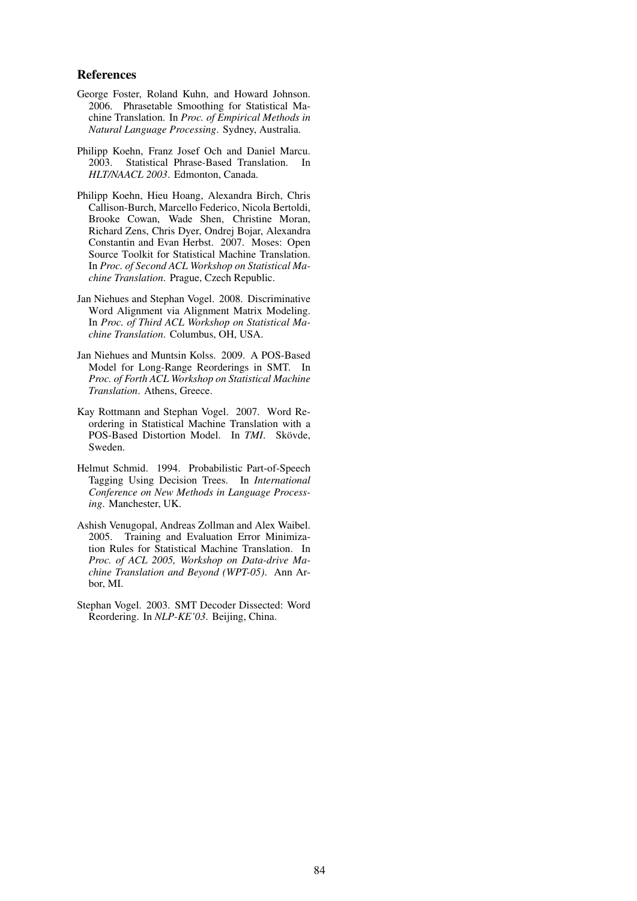## References

George Foster, Roland Kuhn, and Howard Johnson. 2006. Phrasetable Smoothing for Statistical Machine Translation. In *Proc. of Empirical Methods in Natural Language Processing*. Sydney, Australia.

Philipp Koehn, Franz Josef Och and Daniel Marcu. 2003. Statistical Phrase-Based Translation. In *HLT/NAACL 2003*. Edmonton, Canada.

Philipp Koehn, Hieu Hoang, Alexandra Birch, Chris Callison-Burch, Marcello Federico, Nicola Bertoldi, Brooke Cowan, Wade Shen, Christine Moran, Richard Zens, Chris Dyer, Ondrej Bojar, Alexandra Constantin and Evan Herbst. 2007. Moses: Open Source Toolkit for Statistical Machine Translation. In *Proc. of Second ACL Workshop on Statistical Machine Translation*. Prague, Czech Republic.

Jan Niehues and Stephan Vogel. 2008. Discriminative Word Alignment via Alignment Matrix Modeling. In *Proc. of Third ACL Workshop on Statistical Machine Translation*. Columbus, OH, USA.

Jan Niehues and Muntsin Kolss. 2009. A POS-Based Model for Long-Range Reorderings in SMT. In *Proc. of Forth ACL Workshop on Statistical Machine Translation*. Athens, Greece.

Kay Rottmann and Stephan Vogel. 2007. Word Reordering in Statistical Machine Translation with a POS-Based Distortion Model. In *TMI*. Skövde, Sweden.

Helmut Schmid. 1994. Probabilistic Part-of-Speech Tagging Using Decision Trees. In *International Conference on New Methods in Language Processing*. Manchester, UK.

Ashish Venugopal, Andreas Zollman and Alex Waibel. 2005. Training and Evaluation Error Minimization Rules for Statistical Machine Translation. In *Proc. of ACL 2005, Workshop on Data-drive Machine Translation and Beyond (WPT-05)*. Ann Arbor, MI.

Stephan Vogel. 2003. SMT Decoder Dissected: Word Reordering. In *NLP-KE'03*. Beijing, China.